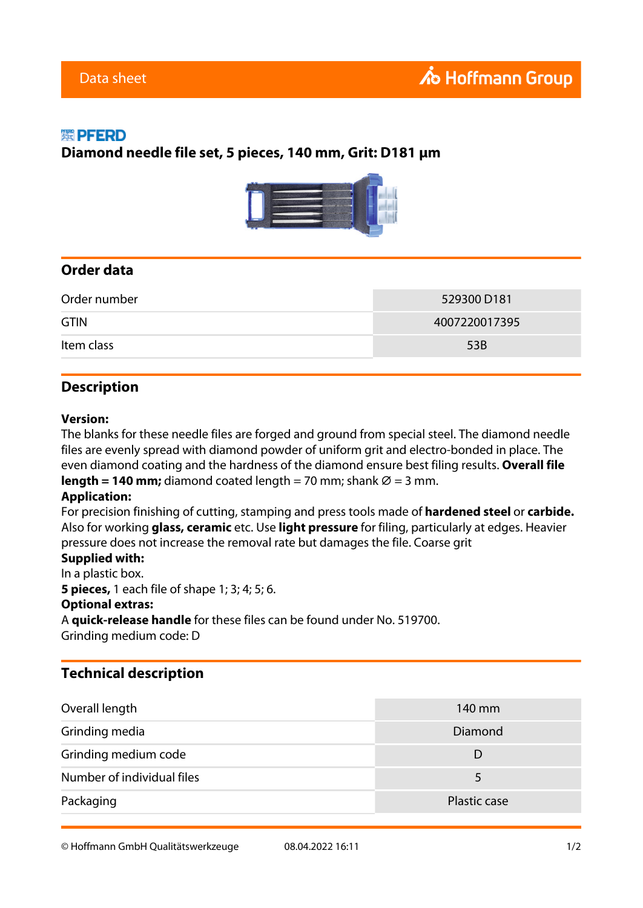Data sheet

Hoffmann Group

PFERD

# Diamond needle file set, 5 pieces, 140 mm, Grit: D181 µm

## Order data

| | |
|---|---|
| Order number | 529300 D181 |
| GTIN | 4007220017395 |
| Item class | 53B |

## Description

**Version:**
The blanks for these needle files are forged and ground from special steel. The diamond needle files are evenly spread with diamond powder of uniform grit and electro-bonded in place. The even diamond coating and the hardness of the diamond ensure best filing results. **Overall file length = 140 mm;** diamond coated length = 70 mm; shank Ø = 3 mm.
**Application:**
For precision finishing of cutting, stamping and press tools made of **hardened steel** or **carbide.** Also for working **glass, ceramic** etc. Use **light pressure** for filing, particularly at edges. Heavier pressure does not increase the removal rate but damages the file. Coarse grit
**Supplied with:**
In a plastic box.
**5 pieces,** 1 each file of shape 1; 3; 4; 5; 6.
**Optional extras:**
A **quick-release handle** for these files can be found under No. 519700.
Grinding medium code: D

## Technical description

| | |
|---|---|
| Overall length | 140 mm |
| Grinding media | Diamond |
| Grinding medium code | D |
| Number of individual files | 5 |
| Packaging | Plastic case |

© Hoffmann GmbH Qualitätswerkzeuge 08.04.2022 16:11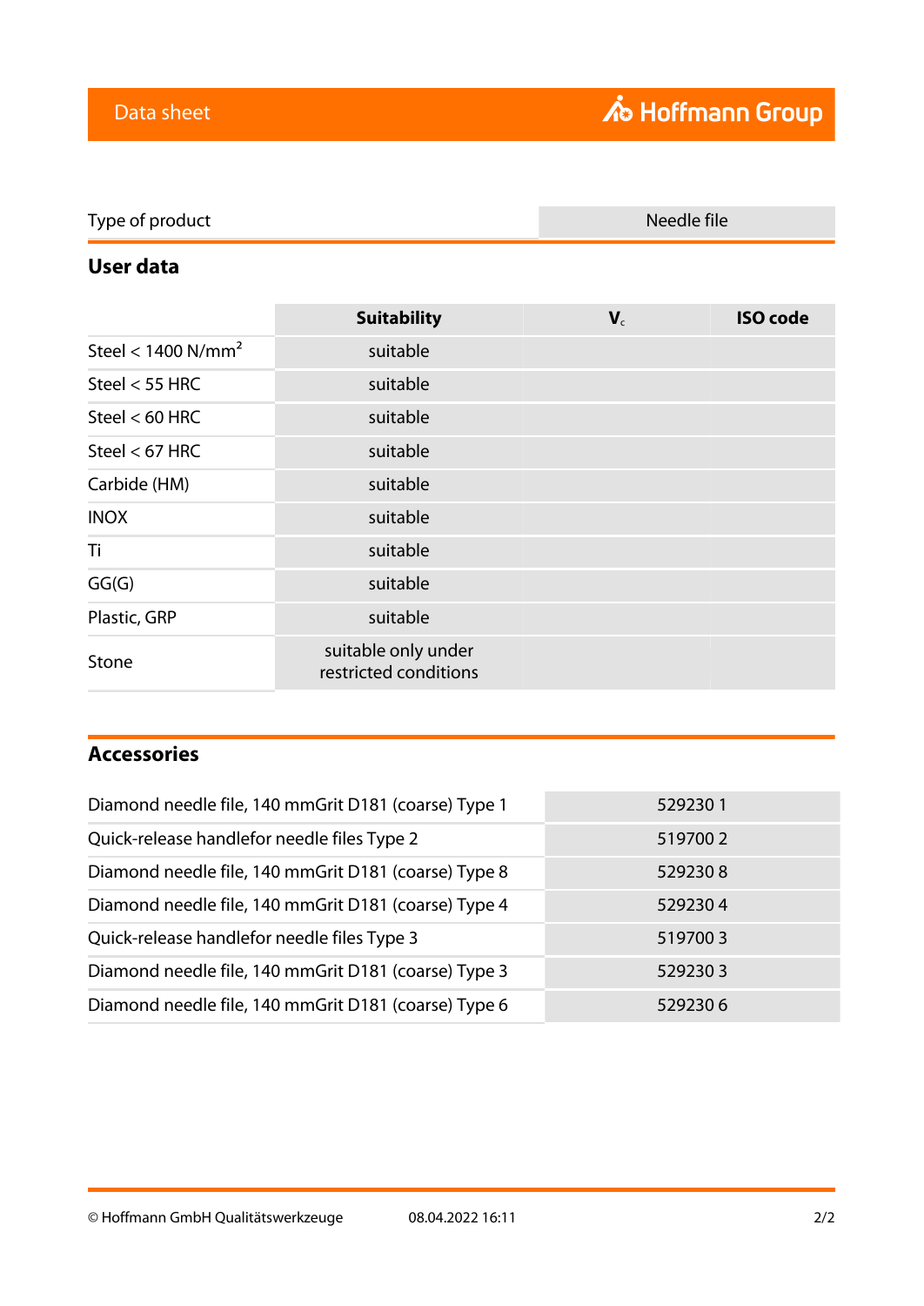| Type of product | Needle file |
|---|---|

## User data

| | Suitability | $V_c$ | ISO code |
|---|---|---|---|
| Steel < 1400 N/mm² | suitable | | |
| Steel < 55 HRC | suitable | | |
| Steel < 60 HRC | suitable | | |
| Steel < 67 HRC | suitable | | |
| Carbide (HM) | suitable | | |
| INOX | suitable | | |
| Ti | suitable | | |
| GG(G) | suitable | | |
| Plastic, GRP | suitable | | |
| Stone | suitable only under restricted conditions | | |

## Accessories

| | |
|---|---|
| Diamond needle file, 140 mmGrit D181 (coarse) Type 1 | 529230 1 |
| Quick-release handlefor needle files Type 2 | 519700 2 |
| Diamond needle file, 140 mmGrit D181 (coarse) Type 8 | 529230 8 |
| Diamond needle file, 140 mmGrit D181 (coarse) Type 4 | 529230 4 |
| Quick-release handlefor needle files Type 3 | 519700 3 |
| Diamond needle file, 140 mmGrit D181 (coarse) Type 3 | 529230 3 |
| Diamond needle file, 140 mmGrit D181 (coarse) Type 6 | 529230 6 |